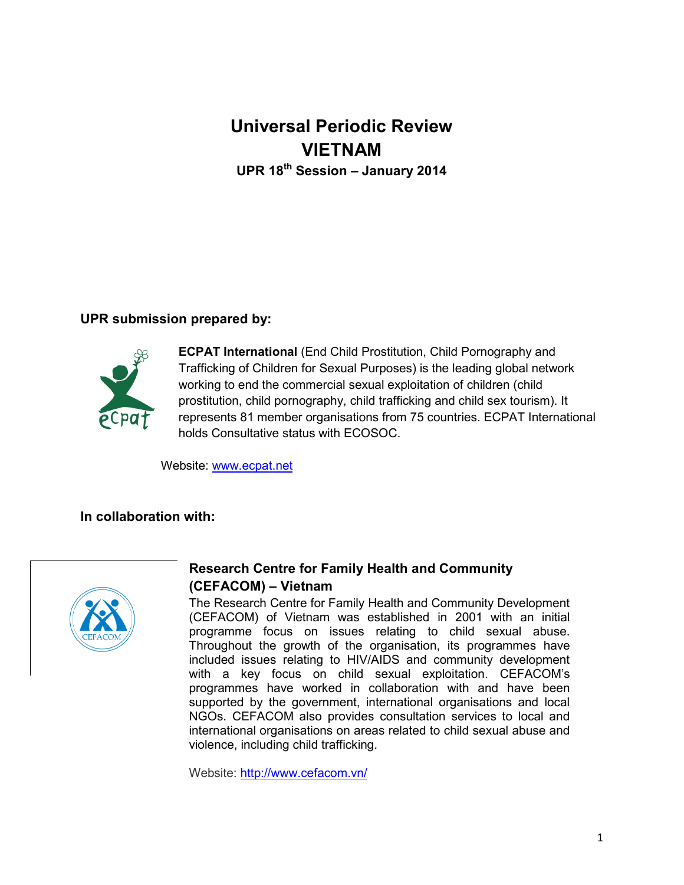# Universal Periodic Review
# VIETNAM
### UPR 18th Session – January 2014

**UPR submission prepared by:**

**ECPAT International** (End Child Prostitution, Child Pornography and Trafficking of Children for Sexual Purposes) is the leading global network working to end the commercial sexual exploitation of children (child prostitution, child pornography, child trafficking and child sex tourism). It represents 81 member organisations from 75 countries. ECPAT International holds Consultative status with ECOSOC.

Website: www.ecpat.net

**In collaboration with:**

**Research Centre for Family Health and Community (CEFACOM) – Vietnam**

The Research Centre for Family Health and Community Development (CEFACOM) of Vietnam was established in 2001 with an initial programme focus on issues relating to child sexual abuse. Throughout the growth of the organisation, its programmes have included issues relating to HIV/AIDS and community development with a key focus on child sexual exploitation. CEFACOM's programmes have worked in collaboration with and have been supported by the government, international organisations and local NGOs. CEFACOM also provides consultation services to local and international organisations on areas related to child sexual abuse and violence, including child trafficking.

Website: http://www.cefacom.vn/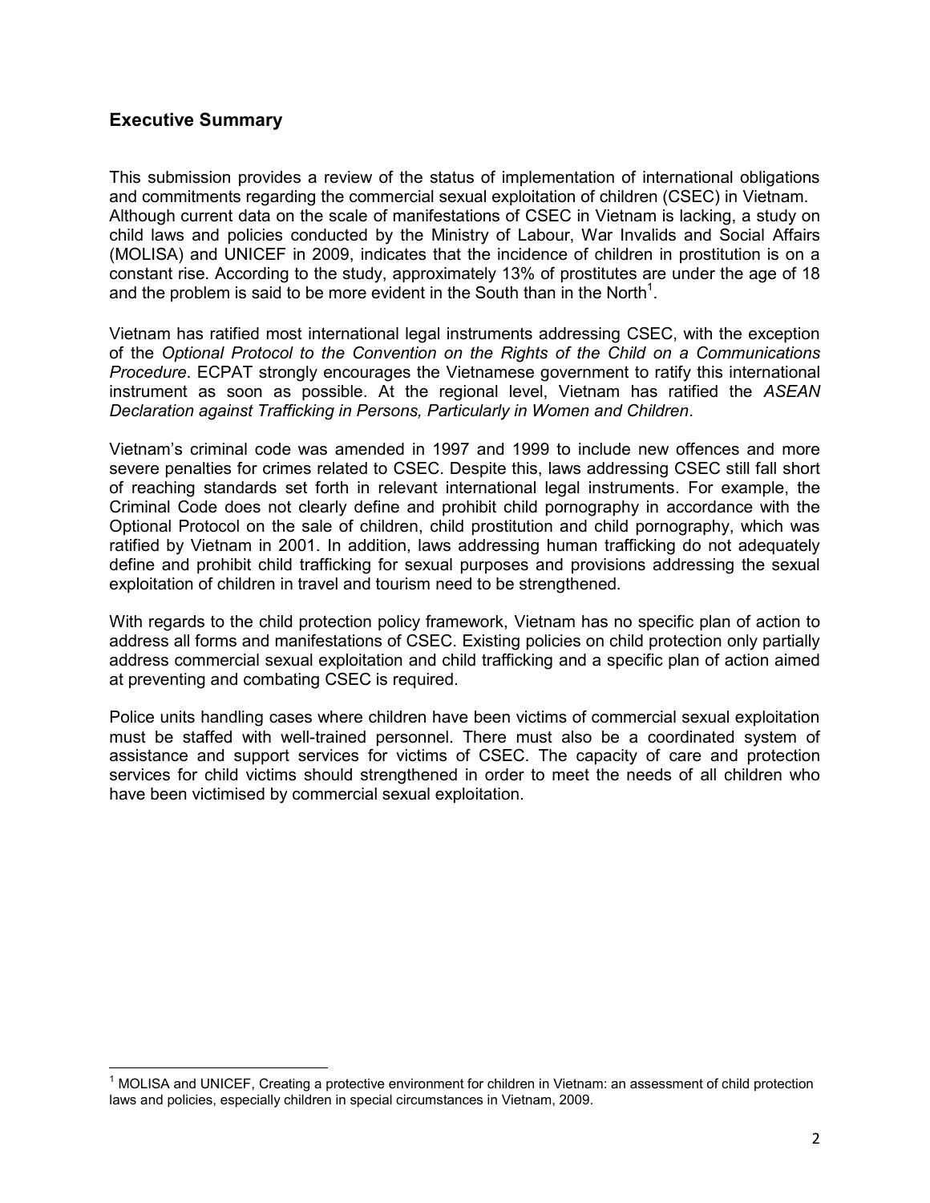## Executive Summary

This submission provides a review of the status of implementation of international obligations and commitments regarding the commercial sexual exploitation of children (CSEC) in Vietnam. Although current data on the scale of manifestations of CSEC in Vietnam is lacking, a study on child laws and policies conducted by the Ministry of Labour, War Invalids and Social Affairs (MOLISA) and UNICEF in 2009, indicates that the incidence of children in prostitution is on a constant rise. According to the study, approximately 13% of prostitutes are under the age of 18 and the problem is said to be more evident in the South than in the North[1].

Vietnam has ratified most international legal instruments addressing CSEC, with the exception of the *Optional Protocol to the Convention on the Rights of the Child on a Communications Procedure*. ECPAT strongly encourages the Vietnamese government to ratify this international instrument as soon as possible. At the regional level, Vietnam has ratified the *ASEAN Declaration against Trafficking in Persons, Particularly in Women and Children*.

Vietnam's criminal code was amended in 1997 and 1999 to include new offences and more severe penalties for crimes related to CSEC. Despite this, laws addressing CSEC still fall short of reaching standards set forth in relevant international legal instruments. For example, the Criminal Code does not clearly define and prohibit child pornography in accordance with the Optional Protocol on the sale of children, child prostitution and child pornography, which was ratified by Vietnam in 2001. In addition, laws addressing human trafficking do not adequately define and prohibit child trafficking for sexual purposes and provisions addressing the sexual exploitation of children in travel and tourism need to be strengthened.

With regards to the child protection policy framework, Vietnam has no specific plan of action to address all forms and manifestations of CSEC. Existing policies on child protection only partially address commercial sexual exploitation and child trafficking and a specific plan of action aimed at preventing and combating CSEC is required.

Police units handling cases where children have been victims of commercial sexual exploitation must be staffed with well-trained personnel. There must also be a coordinated system of assistance and support services for victims of CSEC. The capacity of care and protection services for child victims should strengthened in order to meet the needs of all children who have been victimised by commercial sexual exploitation.

---

[1] MOLISA and UNICEF, Creating a protective environment for children in Vietnam: an assessment of child protection laws and policies, especially children in special circumstances in Vietnam, 2009.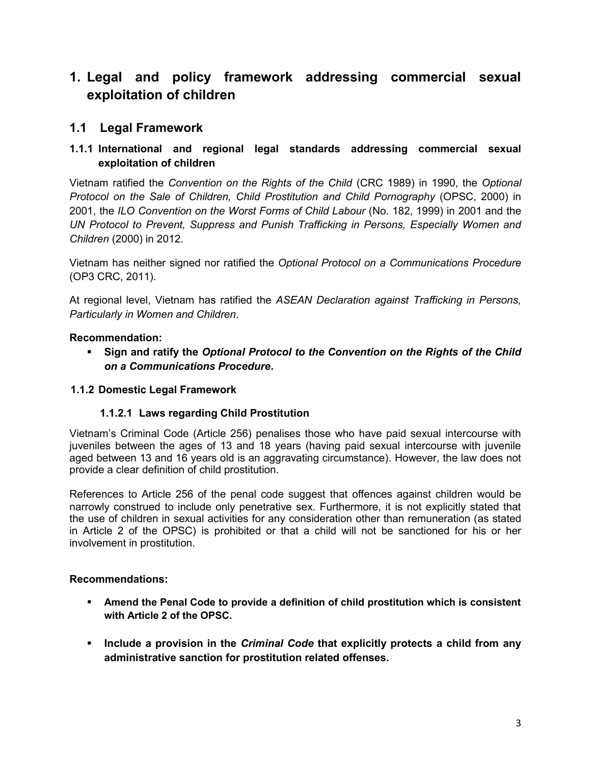# 1. Legal and policy framework addressing commercial sexual exploitation of children

## 1.1 Legal Framework

### 1.1.1 International and regional legal standards addressing commercial sexual exploitation of children

Vietnam ratified the *Convention on the Rights of the Child* (CRC 1989) in 1990, the *Optional Protocol on the Sale of Children, Child Prostitution and Child Pornography* (OPSC, 2000) in 2001, the *ILO Convention on the Worst Forms of Child Labour* (No. 182, 1999) in 2001 and the *UN Protocol to Prevent, Suppress and Punish Trafficking in Persons, Especially Women and Children* (2000) in 2012.

Vietnam has neither signed nor ratified the *Optional Protocol on a Communications Procedure* (OP3 CRC, 2011).

At regional level, Vietnam has ratified the *ASEAN Declaration against Trafficking in Persons, Particularly in Women and Children*.

**Recommendation:**

- **Sign and ratify the *Optional Protocol to the Convention on the Rights of the Child on a Communications Procedure*.**

### 1.1.2 Domestic Legal Framework

#### 1.1.2.1 Laws regarding Child Prostitution

Vietnam's Criminal Code (Article 256) penalises those who have paid sexual intercourse with juveniles between the ages of 13 and 18 years (having paid sexual intercourse with juvenile aged between 13 and 16 years old is an aggravating circumstance). However, the law does not provide a clear definition of child prostitution.

References to Article 256 of the penal code suggest that offences against children would be narrowly construed to include only penetrative sex. Furthermore, it is not explicitly stated that the use of children in sexual activities for any consideration other than remuneration (as stated in Article 2 of the OPSC) is prohibited or that a child will not be sanctioned for his or her involvement in prostitution.

**Recommendations:**

- **Amend the Penal Code to provide a definition of child prostitution which is consistent with Article 2 of the OPSC.**
- **Include a provision in the *Criminal Code* that explicitly protects a child from any administrative sanction for prostitution related offenses.**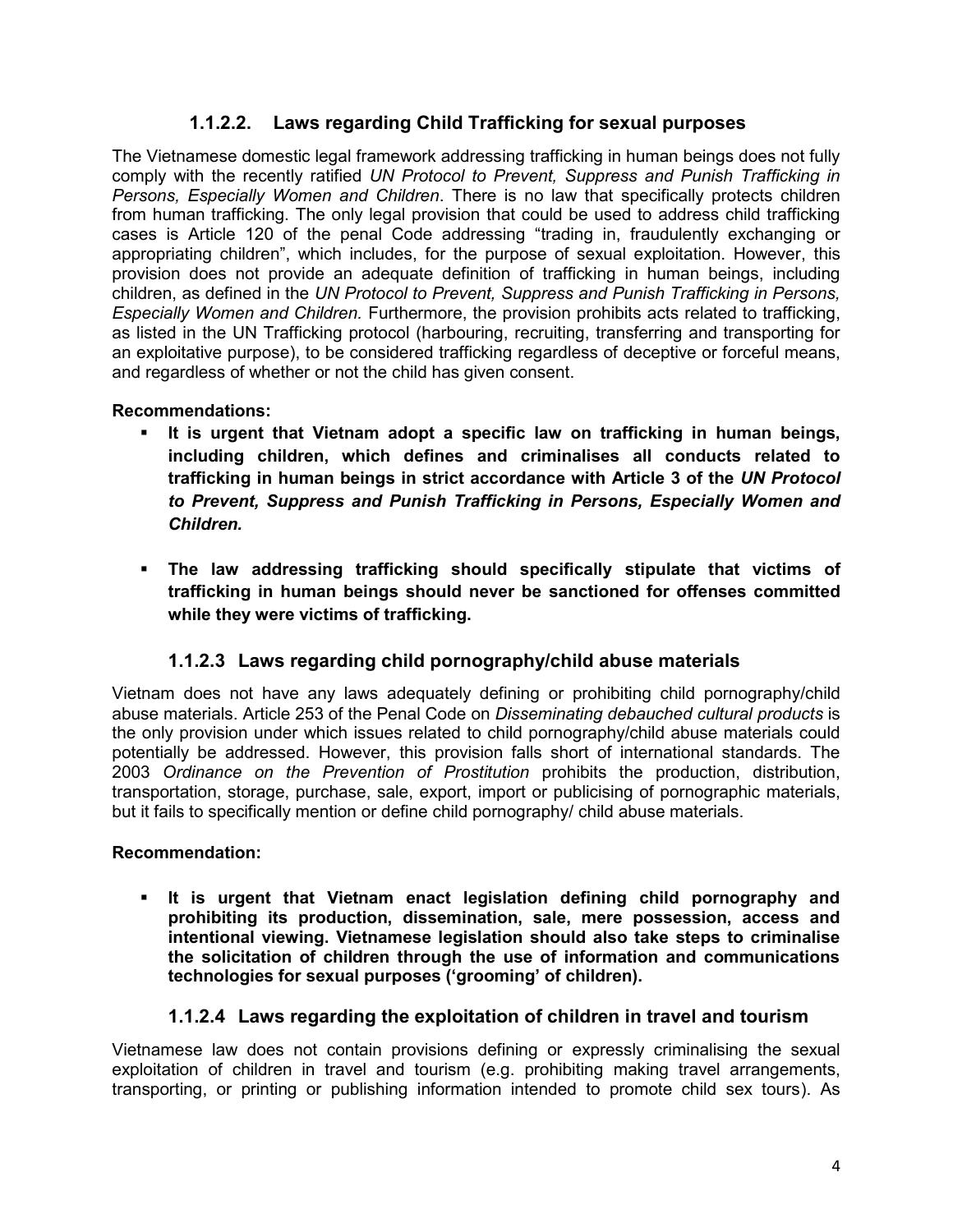### 1.1.2.2. Laws regarding Child Trafficking for sexual purposes

The Vietnamese domestic legal framework addressing trafficking in human beings does not fully comply with the recently ratified *UN Protocol to Prevent, Suppress and Punish Trafficking in Persons, Especially Women and Children*. There is no law that specifically protects children from human trafficking. The only legal provision that could be used to address child trafficking cases is Article 120 of the penal Code addressing "trading in, fraudulently exchanging or appropriating children", which includes, for the purpose of sexual exploitation. However, this provision does not provide an adequate definition of trafficking in human beings, including children, as defined in the *UN Protocol to Prevent, Suppress and Punish Trafficking in Persons, Especially Women and Children.* Furthermore, the provision prohibits acts related to trafficking, as listed in the UN Trafficking protocol (harbouring, recruiting, transferring and transporting for an exploitative purpose), to be considered trafficking regardless of deceptive or forceful means, and regardless of whether or not the child has given consent.

**Recommendations:**

- **It is urgent that Vietnam adopt a specific law on trafficking in human beings, including children, which defines and criminalises all conducts related to trafficking in human beings in strict accordance with Article 3 of the *UN Protocol to Prevent, Suppress and Punish Trafficking in Persons, Especially Women and Children.***

- **The law addressing trafficking should specifically stipulate that victims of trafficking in human beings should never be sanctioned for offenses committed while they were victims of trafficking.**

### 1.1.2.3 Laws regarding child pornography/child abuse materials

Vietnam does not have any laws adequately defining or prohibiting child pornography/child abuse materials. Article 253 of the Penal Code on *Disseminating debauched cultural products* is the only provision under which issues related to child pornography/child abuse materials could potentially be addressed. However, this provision falls short of international standards. The 2003 *Ordinance on the Prevention of Prostitution* prohibits the production, distribution, transportation, storage, purchase, sale, export, import or publicising of pornographic materials, but it fails to specifically mention or define child pornography/ child abuse materials.

**Recommendation:**

- **It is urgent that Vietnam enact legislation defining child pornography and prohibiting its production, dissemination, sale, mere possession, access and intentional viewing. Vietnamese legislation should also take steps to criminalise the solicitation of children through the use of information and communications technologies for sexual purposes ('grooming' of children).**

### 1.1.2.4 Laws regarding the exploitation of children in travel and tourism

Vietnamese law does not contain provisions defining or expressly criminalising the sexual exploitation of children in travel and tourism (e.g. prohibiting making travel arrangements, transporting, or printing or publishing information intended to promote child sex tours). As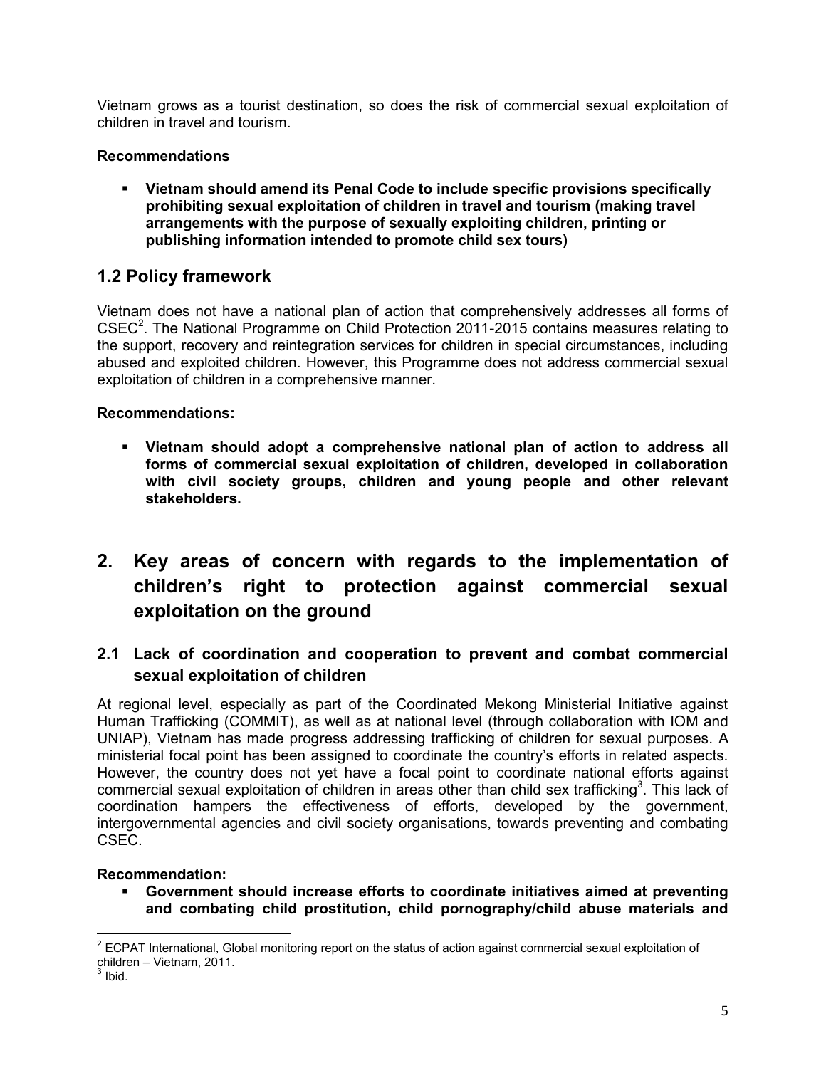Vietnam grows as a tourist destination, so does the risk of commercial sexual exploitation of children in travel and tourism.

**Recommendations**

- **Vietnam should amend its Penal Code to include specific provisions specifically prohibiting sexual exploitation of children in travel and tourism (making travel arrangements with the purpose of sexually exploiting children, printing or publishing information intended to promote child sex tours)**

## 1.2 Policy framework

Vietnam does not have a national plan of action that comprehensively addresses all forms of CSEC[2]. The National Programme on Child Protection 2011-2015 contains measures relating to the support, recovery and reintegration services for children in special circumstances, including abused and exploited children. However, this Programme does not address commercial sexual exploitation of children in a comprehensive manner.

**Recommendations:**

- **Vietnam should adopt a comprehensive national plan of action to address all forms of commercial sexual exploitation of children, developed in collaboration with civil society groups, children and young people and other relevant stakeholders.**

# 2. Key areas of concern with regards to the implementation of children's right to protection against commercial sexual exploitation on the ground

## 2.1 Lack of coordination and cooperation to prevent and combat commercial sexual exploitation of children

At regional level, especially as part of the Coordinated Mekong Ministerial Initiative against Human Trafficking (COMMIT), as well as at national level (through collaboration with IOM and UNIAP), Vietnam has made progress addressing trafficking of children for sexual purposes. A ministerial focal point has been assigned to coordinate the country's efforts in related aspects. However, the country does not yet have a focal point to coordinate national efforts against commercial sexual exploitation of children in areas other than child sex trafficking[3]. This lack of coordination hampers the effectiveness of efforts, developed by the government, intergovernmental agencies and civil society organisations, towards preventing and combating CSEC.

**Recommendation:**

- **Government should increase efforts to coordinate initiatives aimed at preventing and combating child prostitution, child pornography/child abuse materials and**

---

[2] ECPAT International, Global monitoring report on the status of action against commercial sexual exploitation of children – Vietnam, 2011.

[3] Ibid.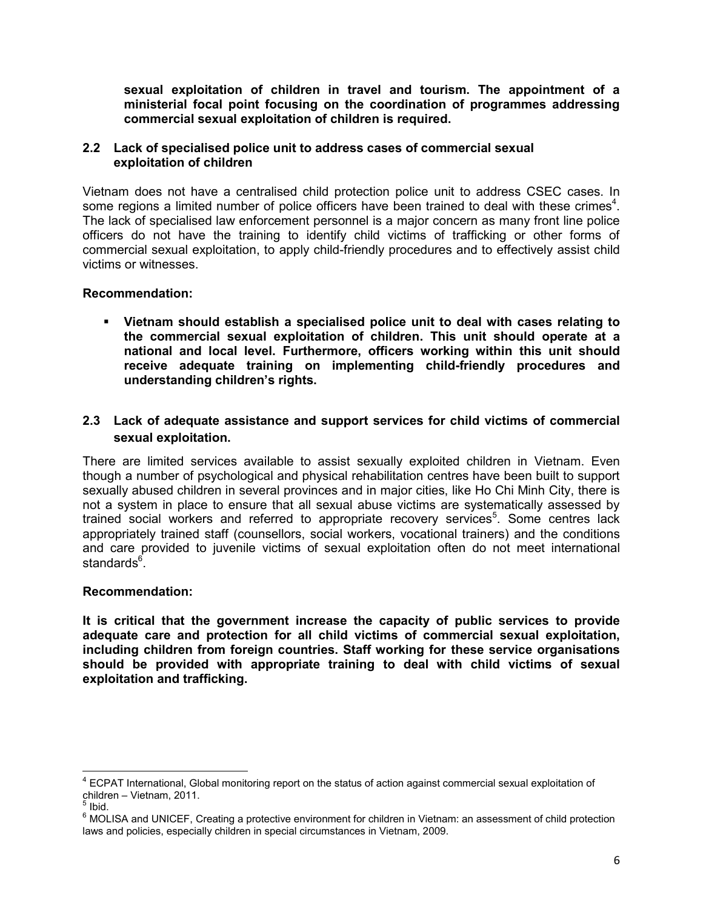**sexual exploitation of children in travel and tourism. The appointment of a ministerial focal point focusing on the coordination of programmes addressing commercial sexual exploitation of children is required.**

### 2.2 Lack of specialised police unit to address cases of commercial sexual exploitation of children

Vietnam does not have a centralised child protection police unit to address CSEC cases. In some regions a limited number of police officers have been trained to deal with these crimes[4]. The lack of specialised law enforcement personnel is a major concern as many front line police officers do not have the training to identify child victims of trafficking or other forms of commercial sexual exploitation, to apply child-friendly procedures and to effectively assist child victims or witnesses.

**Recommendation:**

- **Vietnam should establish a specialised police unit to deal with cases relating to the commercial sexual exploitation of children. This unit should operate at a national and local level. Furthermore, officers working within this unit should receive adequate training on implementing child-friendly procedures and understanding children's rights.**

### 2.3 Lack of adequate assistance and support services for child victims of commercial sexual exploitation.

There are limited services available to assist sexually exploited children in Vietnam. Even though a number of psychological and physical rehabilitation centres have been built to support sexually abused children in several provinces and in major cities, like Ho Chi Minh City, there is not a system in place to ensure that all sexual abuse victims are systematically assessed by trained social workers and referred to appropriate recovery services[5]. Some centres lack appropriately trained staff (counsellors, social workers, vocational trainers) and the conditions and care provided to juvenile victims of sexual exploitation often do not meet international standards[6].

**Recommendation:**

**It is critical that the government increase the capacity of public services to provide adequate care and protection for all child victims of commercial sexual exploitation, including children from foreign countries. Staff working for these service organisations should be provided with appropriate training to deal with child victims of sexual exploitation and trafficking.**

---

[4] ECPAT International, Global monitoring report on the status of action against commercial sexual exploitation of children – Vietnam, 2011.

[5] Ibid.

[6] MOLISA and UNICEF, Creating a protective environment for children in Vietnam: an assessment of child protection laws and policies, especially children in special circumstances in Vietnam, 2009.